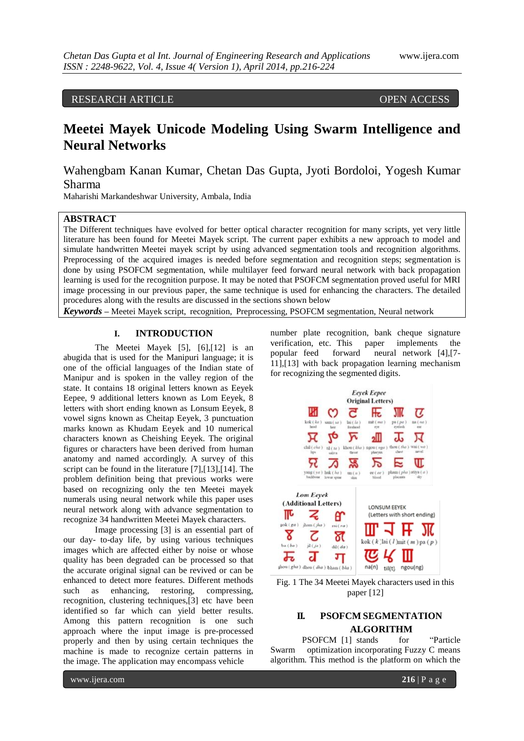RESEARCH ARTICLE OPEN ACCESS

# Meetei Mayek Unicode Modeling Using Swarm Intelligence and Neural Networks

Wahengbam Kanan Kumar, Chetan Das Gupta, Jyoti Bordoloi, Yogesh Kumar Sharma

Maharishi Markandeshwar University, Ambala, India

## ABSTRACT

The Different techniques have evolved for better optical character recognition for many scripts, yet very little literature has been found for Meetei Mayek script. The current paper exhibits a new approach to model and simulate handwritten Meetei mayek script by using advanced segmentation tools and recognition algorithms. Preprocessing of the acquired images is needed before segmentation and recognition steps; segmentation is done by using PSOFCM segmentation, while multilayer feed forward neural network with back propagation learning is used for the recognition purpose. It may be noted that PSOFCM segmentation proved useful for MRI image processing in our previous paper, the same technique is used for enhancing the characters. The detailed procedures along with the results are discussed in the sections shown below

***Keywords*** – Meetei Mayek script, recognition, Preprocessing, PSOFCM segmentation, Neural network

## I. INTRODUCTION

The Meetei Mayek [5], [6],[12] is an abugida that is used for the Manipuri language; it is one of the official languages of the Indian state of Manipur and is spoken in the valley region of the state. It contains 18 original letters known as Eeyek Eepee, 9 additional letters known as Lom Eeyek, 8 letters with short ending known as Lonsum Eeyek, 8 vowel signs known as Cheitap Eeyek, 3 punctuation marks known as Khudam Eeyek and 10 numerical characters known as Cheishing Eeyek. The original figures or characters have been derived from human anatomy and named accordingly. A survey of this script can be found in the literature [7],[13],[14]. The problem definition being that previous works were based on recognizing only the ten Meetei mayek numerals using neural network while this paper uses neural network along with advance segmentation to recognize 34 handwritten Meetei Mayek characters.

Image processing [3] is an essential part of our day- to-day life, by using various techniques images which are affected either by noise or whose quality has been degraded can be processed so that the accurate original signal can be revived or can be enhanced to detect more features. Different methods such as enhancing, restoring, compressing, recognition, clustering techniques,[3] etc have been identified so far which can yield better results. Among this pattern recognition is one such approach where the input image is pre-processed properly and then by using certain techniques the machine is made to recognize certain patterns in the image. The application may encompass vehicle number plate recognition, bank cheque signature verification, etc. This paper implements the popular feed forward neural network [4],[7-11],[13] with back propagation learning mechanism for recognizing the segmented digits.

Fig. 1 The 34 Meetei Mayek characters used in this paper [12]

## II. PSOFCM SEGMENTATION ALGORITHM

PSOFCM [1] stands for "Particle Swarm optimization incorporating Fuzzy C means algorithm. This method is the platform on which the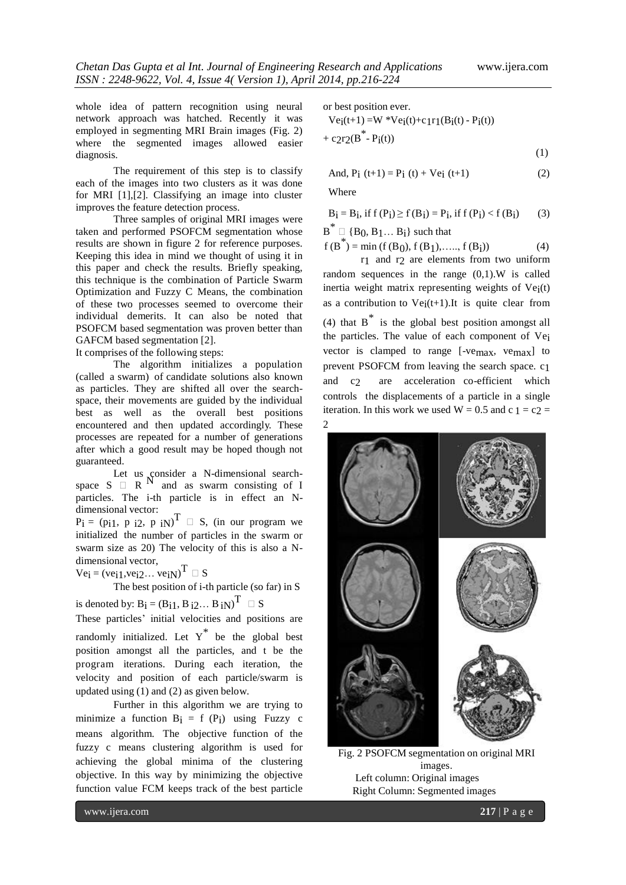whole idea of pattern recognition using neural network approach was hatched. Recently it was employed in segmenting MRI Brain images (Fig. 2) where the segmented images allowed easier diagnosis.

The requirement of this step is to classify each of the images into two clusters as it was done for MRI [1],[2]. Classifying an image into cluster improves the feature detection process.

Three samples of original MRI images were taken and performed PSOFCM segmentation whose results are shown in figure 2 for reference purposes. Keeping this idea in mind we thought of using it in this paper and check the results. Briefly speaking, this technique is the combination of Particle Swarm Optimization and Fuzzy C Means, the combination of these two processes seemed to overcome their individual demerits. It can also be noted that PSOFCM based segmentation was proven better than GAFCM based segmentation [2].

It comprises of the following steps:

The algorithm initializes a population (called a swarm) of candidate solutions also known as particles. They are shifted all over the search-space, their movements are guided by the individual best as well as the overall best positions encountered and then updated accordingly. These processes are repeated for a number of generations after which a good result may be hoped though not guaranteed.

Let us consider a N-dimensional search-space $S \subset R^N$ and as swarm consisting of I particles. The i-th particle is in effect an N-dimensional vector:

$P_i = (p_{i1}, p_{i2}, p_{iN})^T \in S$, (in our program we initialized the number of particles in the swarm or swarm size as 20) The velocity of this is also a N-dimensional vector,

$Ve_i = (ve_{i1}, ve_{i2} \ldots ve_{iN})^T \in S$

The best position of i-th particle (so far) in S is denoted by: $B_i = (B_{i1}, B_{i2} \ldots B_{iN})^T \in S$

These particles' initial velocities and positions are randomly initialized. Let $Y^*$ be the global best position amongst all the particles, and t be the program iterations. During each iteration, the velocity and position of each particle/swarm is updated using (1) and (2) as given below.

Further in this algorithm we are trying to minimize a function $B_i = f(P_i)$ using Fuzzy c means algorithm. The objective function of the fuzzy c means clustering algorithm is used for achieving the global minima of the clustering objective. In this way by minimizing the objective function value FCM keeps track of the best particle or best position ever.

$$Ve_i(t+1) = W * Ve_i(t) + c_1 r_1 (B_i(t) - P_i(t)) + c_2 r_2 (B^* - P_i(t)) \quad (1)$$

$$\text{And, } P_i(t+1) = P_i(t) + Ve_i(t+1) \quad (2)$$

Where

$$B_i = B_i, \text{ if } f(P_i) \geq f(B_i) = P_i, \text{ if } f(P_i) < f(B_i) \quad (3)$$

$B^* \in \{B_0, B_1 \ldots B_i\}$ such that

$$f(B^*) = \min(f(B_0), f(B_1), \ldots, f(B_i)) \quad (4)$$

$r_1$ and $r_2$ are elements from two uniform random sequences in the range (0,1).W is called inertia weight matrix representing weights of $Ve_i(t)$ as a contribution to $Ve_i(t+1)$.It is quite clear from (4) that $B^*$ is the global best position amongst all the particles. The value of each component of $Ve_i$ vector is clamped to range $[-ve_{max}, ve_{max}]$ to prevent PSOFCM from leaving the search space. $c_1$ and $c_2$ are acceleration co-efficient which controls the displacements of a particle in a single iteration. In this work we used $W = 0.5$ and $c_1 = c_2 = 2$

Fig. 2 PSOFCM segmentation on original MRI images.
Left column: Original images
Right Column: Segmented images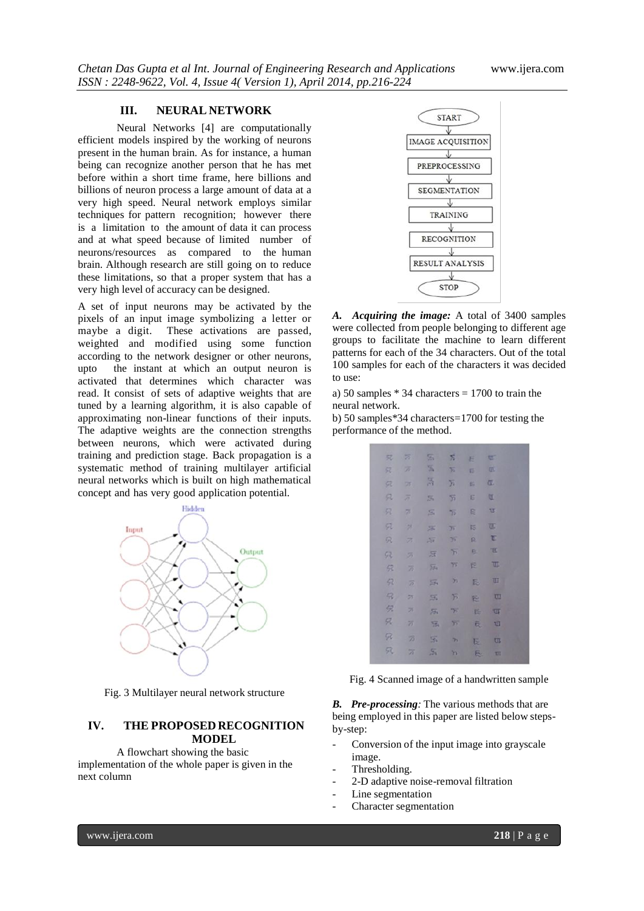## III. NEURAL NETWORK

Neural Networks [4] are computationally efficient models inspired by the working of neurons present in the human brain. As for instance, a human being can recognize another person that he has met before within a short time frame, here billions and billions of neuron process a large amount of data at a very high speed. Neural network employs similar techniques for pattern recognition; however there is a limitation to the amount of data it can process and at what speed because of limited number of neurons/resources as compared to the human brain. Although research are still going on to reduce these limitations, so that a proper system that has a very high level of accuracy can be designed.

A set of input neurons may be activated by the pixels of an input image symbolizing a letter or maybe a digit. These activations are passed, weighted and modified using some function according to the network designer or other neurons, upto the instant at which an output neuron is activated that determines which character was read. It consist of sets of adaptive weights that are tuned by a learning algorithm, it is also capable of approximating non-linear functions of their inputs. The adaptive weights are the connection strengths between neurons, which were activated during training and prediction stage. Back propagation is a systematic method of training multilayer artificial neural networks which is built on high mathematical concept and has very good application potential.

Fig. 3 Multilayer neural network structure

## IV. THE PROPOSED RECOGNITION MODEL

A flowchart showing the basic implementation of the whole paper is given in the next column

START → IMAGE ACQUISITION → PREPROCESSING → SEGMENTATION → TRAINING → RECOGNITION → RESULT ANALYSIS → STOP

***A. Acquiring the image:*** A total of 3400 samples were collected from people belonging to different age groups to facilitate the machine to learn different patterns for each of the 34 characters. Out of the total 100 samples for each of the characters it was decided to use:

a) 50 samples * 34 characters = 1700 to train the neural network.

b) 50 samples*34 characters=1700 for testing the performance of the method.

Fig. 4 Scanned image of a handwritten sample

***B. Pre-processing:*** The various methods that are being employed in this paper are listed below steps-by-step:

- Conversion of the input image into grayscale image.
- Thresholding.
- 2-D adaptive noise-removal filtration
- Line segmentation
- Character segmentation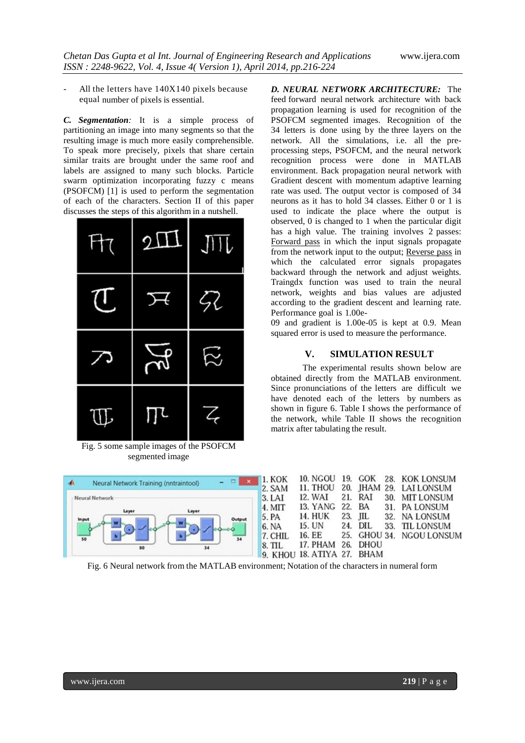- All the letters have 140X140 pixels because equal number of pixels is essential.

***C. Segmentation**:* It is a simple process of partitioning an image into many segments so that the resulting image is much more easily comprehensible. To speak more precisely, pixels that share certain similar traits are brought under the same roof and labels are assigned to many such blocks. Particle swarm optimization incorporating fuzzy c means (PSOFCM) [1] is used to perform the segmentation of each of the characters. Section II of this paper discusses the steps of this algorithm in a nutshell.

Fig. 5 some sample images of the PSOFCM segmented image

***D. NEURAL NETWORK ARCHITECTURE:*** The feed forward neural network architecture with back propagation learning is used for recognition of the PSOFCM segmented images. Recognition of the 34 letters is done using by the three layers on the network. All the simulations, i.e. all the pre-processing steps, PSOFCM, and the neural network recognition process were done in MATLAB environment. Back propagation neural network with Gradient descent with momentum adaptive learning rate was used. The output vector is composed of 34 neurons as it has to hold 34 classes. Either 0 or 1 is used to indicate the place where the output is observed, 0 is changed to 1 when the particular digit has a high value. The training involves 2 passes: Forward pass in which the input signals propagate from the network input to the output; Reverse pass in which the calculated error signals propagates backward through the network and adjust weights. Traingdx function was used to train the neural network, weights and bias values are adjusted according to the gradient descent and learning rate. Performance goal is 1.00e-09 and gradient is 1.00e-05 is kept at 0.9. Mean squared error is used to measure the performance.

## V. SIMULATION RESULT

The experimental results shown below are obtained directly from the MATLAB environment. Since pronunciations of the letters are difficult we have denoted each of the letters by numbers as shown in figure 6. Table I shows the performance of the network, while Table II shows the recognition matrix after tabulating the result.

| | | | |
|---|---|---|---|
| 1. KOK | 10. NGOU | 19. GOK | 28. KOK LONSUM |
| 2. SAM | 11. THOU | 20. JHAM | 29. LAI LONSUM |
| 3. LAI | 12. WAI | 21. RAI | 30. MIT LONSUM |
| 4. MIT | 13. YANG | 22. BA | 31. PA LONSUM |
| 5. PA | 14. HUK | 23. JIL | 32. NA LONSUM |
| 6. NA | 15. UN | 24. DIL | 33. TIL LONSUM |
| 7. CHIL | 16. EE | 25. GHOU | 34. NGOU LONSUM |
| 8. TIL | 17. PHAM | 26. DHOU | |
| 9. KHOU | 18. ATIYA | 27. BHAM | |

Fig. 6 Neural network from the MATLAB environment; Notation of the characters in numeral form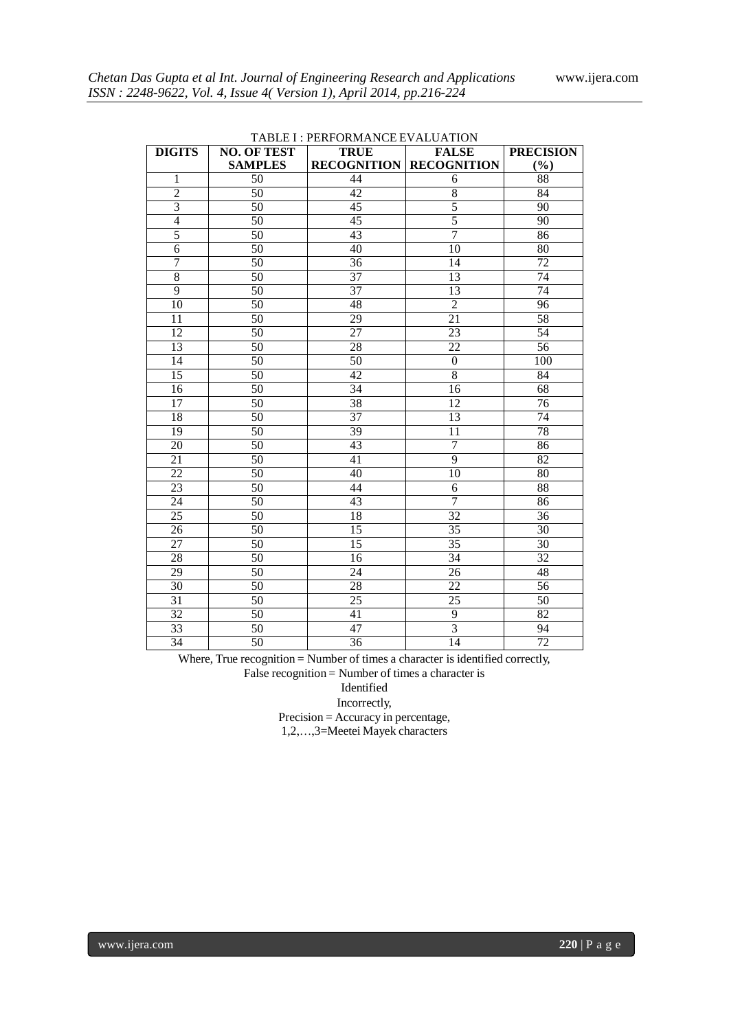TABLE I : PERFORMANCE EVALUATION

| DIGITS | NO. OF TEST SAMPLES | TRUE RECOGNITION | FALSE RECOGNITION | PRECISION (%) |
|---|---|---|---|---|
| 1 | 50 | 44 | 6 | 88 |
| 2 | 50 | 42 | 8 | 84 |
| 3 | 50 | 45 | 5 | 90 |
| 4 | 50 | 45 | 5 | 90 |
| 5 | 50 | 43 | 7 | 86 |
| 6 | 50 | 40 | 10 | 80 |
| 7 | 50 | 36 | 14 | 72 |
| 8 | 50 | 37 | 13 | 74 |
| 9 | 50 | 37 | 13 | 74 |
| 10 | 50 | 48 | 2 | 96 |
| 11 | 50 | 29 | 21 | 58 |
| 12 | 50 | 27 | 23 | 54 |
| 13 | 50 | 28 | 22 | 56 |
| 14 | 50 | 50 | 0 | 100 |
| 15 | 50 | 42 | 8 | 84 |
| 16 | 50 | 34 | 16 | 68 |
| 17 | 50 | 38 | 12 | 76 |
| 18 | 50 | 37 | 13 | 74 |
| 19 | 50 | 39 | 11 | 78 |
| 20 | 50 | 43 | 7 | 86 |
| 21 | 50 | 41 | 9 | 82 |
| 22 | 50 | 40 | 10 | 80 |
| 23 | 50 | 44 | 6 | 88 |
| 24 | 50 | 43 | 7 | 86 |
| 25 | 50 | 18 | 32 | 36 |
| 26 | 50 | 15 | 35 | 30 |
| 27 | 50 | 15 | 35 | 30 |
| 28 | 50 | 16 | 34 | 32 |
| 29 | 50 | 24 | 26 | 48 |
| 30 | 50 | 28 | 22 | 56 |
| 31 | 50 | 25 | 25 | 50 |
| 32 | 50 | 41 | 9 | 82 |
| 33 | 50 | 47 | 3 | 94 |
| 34 | 50 | 36 | 14 | 72 |

Where, True recognition = Number of times a character is identified correctly,
False recognition = Number of times a character is Identified Incorrectly,
Precision = Accuracy in percentage,
1,2,…,3=Meetei Mayek characters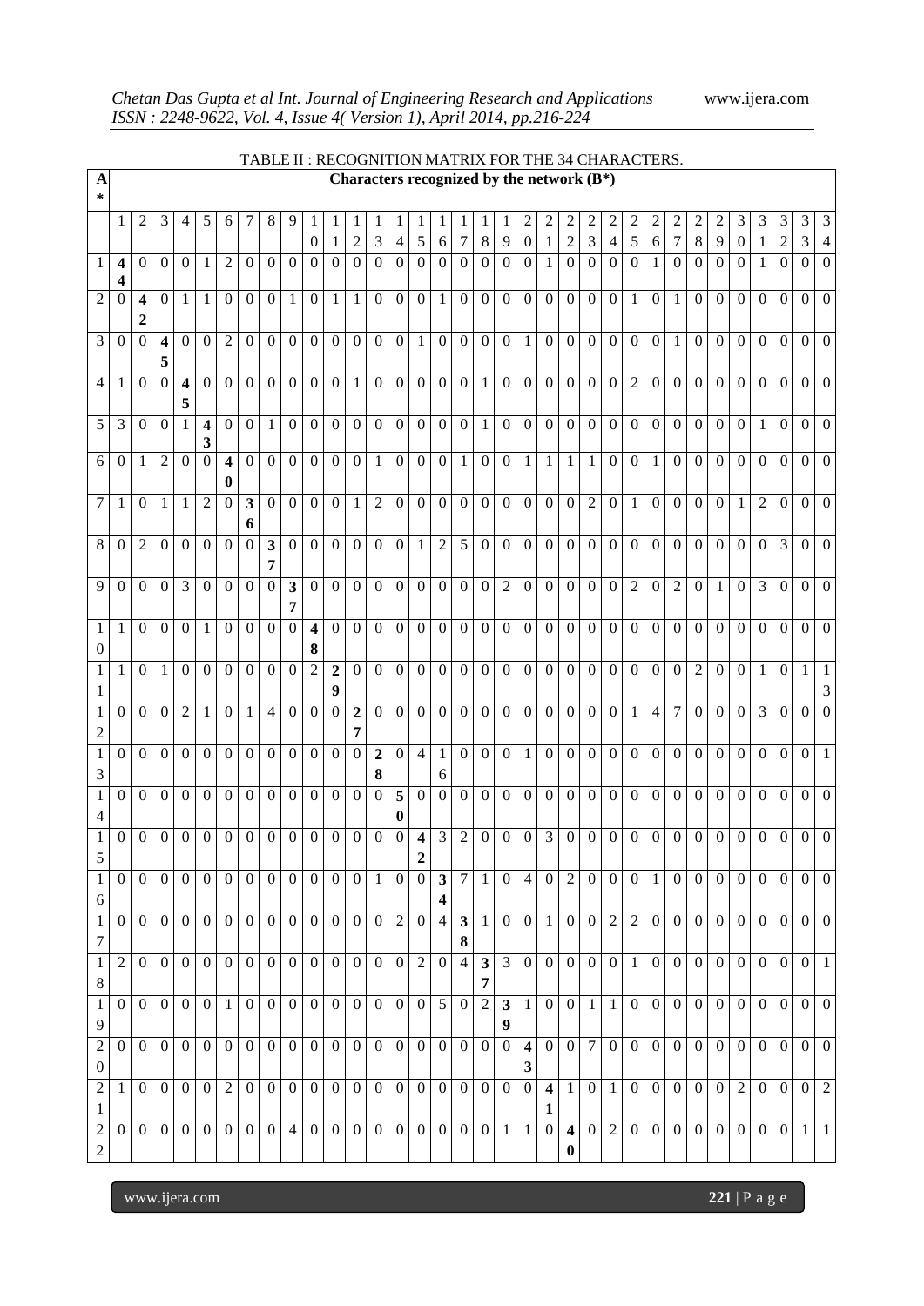TABLE II : RECOGNITION MATRIX FOR THE 34 CHARACTERS.

| A* | Characters recognized by the network (B*) | | | | | | | | | | | | | | | | | | | | | | | | | | | | | | | | |
|---|---|---|---|---|---|---|---|---|---|---|---|---|---|---|---|---|---|---|---|---|---|---|---|---|---|---|---|---|---|---|---|---|---|
| | 1 | 2 | 3 | 4 | 5 | 6 | 7 | 8 | 9 | 10 | 11 | 12 | 13 | 14 | 15 | 16 | 17 | 18 | 19 | 20 | 21 | 22 | 23 | 24 | 25 | 26 | 27 | 28 | 29 | 30 | 31 | 32 | 33 | 34 |
| 1 | **44** | 0 | 0 | 0 | 1 | 2 | 0 | 0 | 0 | 0 | 0 | 0 | 0 | 0 | 0 | 0 | 0 | 0 | 0 | 0 | 1 | 0 | 0 | 0 | 0 | 1 | 0 | 0 | 0 | 0 | 1 | 0 | 0 | 0 |
| 2 | 0 | **42** | 0 | 1 | 1 | 0 | 0 | 0 | 1 | 0 | 1 | 1 | 0 | 0 | 0 | 1 | 0 | 0 | 0 | 0 | 0 | 0 | 0 | 0 | 1 | 0 | 1 | 0 | 0 | 0 | 0 | 0 | 0 | 0 |
| 3 | 0 | 0 | **45** | 0 | 0 | 2 | 0 | 0 | 0 | 0 | 0 | 0 | 0 | 0 | 1 | 0 | 0 | 0 | 0 | 1 | 0 | 0 | 0 | 0 | 0 | 0 | 1 | 0 | 0 | 0 | 0 | 0 | 0 | 0 |
| 4 | 1 | 0 | 0 | **45** | 0 | 0 | 0 | 0 | 0 | 0 | 0 | 1 | 0 | 0 | 0 | 0 | 0 | 1 | 0 | 0 | 0 | 0 | 0 | 0 | 2 | 0 | 0 | 0 | 0 | 0 | 0 | 0 | 0 | 0 |
| 5 | 3 | 0 | 0 | 1 | **43** | 0 | 0 | 1 | 0 | 0 | 0 | 0 | 0 | 0 | 0 | 0 | 0 | 1 | 0 | 0 | 0 | 0 | 0 | 0 | 0 | 0 | 0 | 0 | 0 | 0 | 1 | 0 | 0 | 0 |
| 6 | 0 | 1 | 2 | 0 | 0 | **40** | 0 | 0 | 0 | 0 | 0 | 0 | 1 | 0 | 0 | 0 | 1 | 0 | 0 | 1 | 1 | 1 | 1 | 0 | 0 | 1 | 0 | 0 | 0 | 0 | 0 | 0 | 0 | 0 |
| 7 | 1 | 0 | 1 | 1 | 2 | 0 | **36** | 0 | 0 | 0 | 0 | 1 | 2 | 0 | 0 | 0 | 0 | 0 | 0 | 0 | 0 | 0 | 2 | 0 | 1 | 0 | 0 | 0 | 0 | 1 | 2 | 0 | 0 | 0 |
| 8 | 0 | 2 | 0 | 0 | 0 | 0 | 0 | **37** | 0 | 0 | 0 | 0 | 0 | 0 | 1 | 2 | 5 | 0 | 0 | 0 | 0 | 0 | 0 | 0 | 0 | 0 | 0 | 0 | 0 | 0 | 0 | 3 | 0 | 0 |
| 9 | 0 | 0 | 0 | 3 | 0 | 0 | 0 | 0 | **37** | 0 | 0 | 0 | 0 | 0 | 0 | 0 | 0 | 0 | 2 | 0 | 0 | 0 | 0 | 0 | 2 | 0 | 2 | 0 | 1 | 0 | 3 | 0 | 0 | 0 |
| 10 | 1 | 0 | 0 | 0 | 1 | 0 | 0 | 0 | 0 | **48** | 0 | 0 | 0 | 0 | 0 | 0 | 0 | 0 | 0 | 0 | 0 | 0 | 0 | 0 | 0 | 0 | 0 | 0 | 0 | 0 | 0 | 0 | 0 | 0 |
| 11 | 1 | 0 | 1 | 0 | 0 | 0 | 0 | 0 | 0 | 2 | **29** | 0 | 0 | 0 | 0 | 0 | 0 | 0 | 0 | 0 | 0 | 0 | 0 | 0 | 0 | 0 | 0 | 2 | 0 | 0 | 1 | 0 | 1 | 13 |
| 12 | 0 | 0 | 0 | 2 | 1 | 0 | 1 | 4 | 0 | 0 | 0 | **27** | 0 | 0 | 0 | 0 | 0 | 0 | 0 | 0 | 0 | 0 | 0 | 0 | 1 | 4 | 7 | 0 | 0 | 0 | 3 | 0 | 0 | 0 |
| 13 | 0 | 0 | 0 | 0 | 0 | 0 | 0 | 0 | 0 | 0 | 0 | 0 | **28** | 0 | 4 | 16 | 0 | 0 | 0 | 1 | 0 | 0 | 0 | 0 | 0 | 0 | 0 | 0 | 0 | 0 | 0 | 0 | 0 | 1 |
| 14 | 0 | 0 | 0 | 0 | 0 | 0 | 0 | 0 | 0 | 0 | 0 | 0 | 0 | **50** | 0 | 0 | 0 | 0 | 0 | 0 | 0 | 0 | 0 | 0 | 0 | 0 | 0 | 0 | 0 | 0 | 0 | 0 | 0 | 0 |
| 15 | 0 | 0 | 0 | 0 | 0 | 0 | 0 | 0 | 0 | 0 | 0 | 0 | 0 | 0 | **42** | 3 | 2 | 0 | 0 | 0 | 3 | 0 | 0 | 0 | 0 | 0 | 0 | 0 | 0 | 0 | 0 | 0 | 0 | 0 |
| 16 | 0 | 0 | 0 | 0 | 0 | 0 | 0 | 0 | 0 | 0 | 0 | 0 | 1 | 0 | 0 | **34** | 7 | 1 | 0 | 4 | 0 | 2 | 0 | 0 | 0 | 1 | 0 | 0 | 0 | 0 | 0 | 0 | 0 | 0 |
| 17 | 0 | 0 | 0 | 0 | 0 | 0 | 0 | 0 | 0 | 0 | 0 | 0 | 0 | 2 | 0 | 4 | **38** | 1 | 0 | 0 | 1 | 0 | 0 | 2 | 2 | 0 | 0 | 0 | 0 | 0 | 0 | 0 | 0 | 0 |
| 18 | 2 | 0 | 0 | 0 | 0 | 0 | 0 | 0 | 0 | 0 | 0 | 0 | 0 | 0 | 2 | 0 | 4 | **37** | 3 | 0 | 0 | 0 | 0 | 0 | 1 | 0 | 0 | 0 | 0 | 0 | 0 | 0 | 0 | 1 |
| 19 | 0 | 0 | 0 | 0 | 0 | 1 | 0 | 0 | 0 | 0 | 0 | 0 | 0 | 0 | 0 | 5 | 0 | 2 | **39** | 1 | 0 | 0 | 1 | 1 | 0 | 0 | 0 | 0 | 0 | 0 | 0 | 0 | 0 | 0 |
| 20 | 0 | 0 | 0 | 0 | 0 | 0 | 0 | 0 | 0 | 0 | 0 | 0 | 0 | 0 | 0 | 0 | 0 | 0 | 0 | **43** | 0 | 0 | 7 | 0 | 0 | 0 | 0 | 0 | 0 | 0 | 0 | 0 | 0 | 0 |
| 21 | 1 | 0 | 0 | 0 | 0 | 2 | 0 | 0 | 0 | 0 | 0 | 0 | 0 | 0 | 0 | 0 | 0 | 0 | 0 | 0 | **41** | 1 | 0 | 1 | 0 | 0 | 0 | 0 | 0 | 2 | 0 | 0 | 0 | 2 |
| 22 | 0 | 0 | 0 | 0 | 0 | 0 | 0 | 0 | 4 | 0 | 0 | 0 | 0 | 0 | 0 | 0 | 0 | 0 | 1 | 1 | 0 | **40** | 0 | 2 | 0 | 0 | 0 | 0 | 0 | 0 | 0 | 0 | 1 | 1 |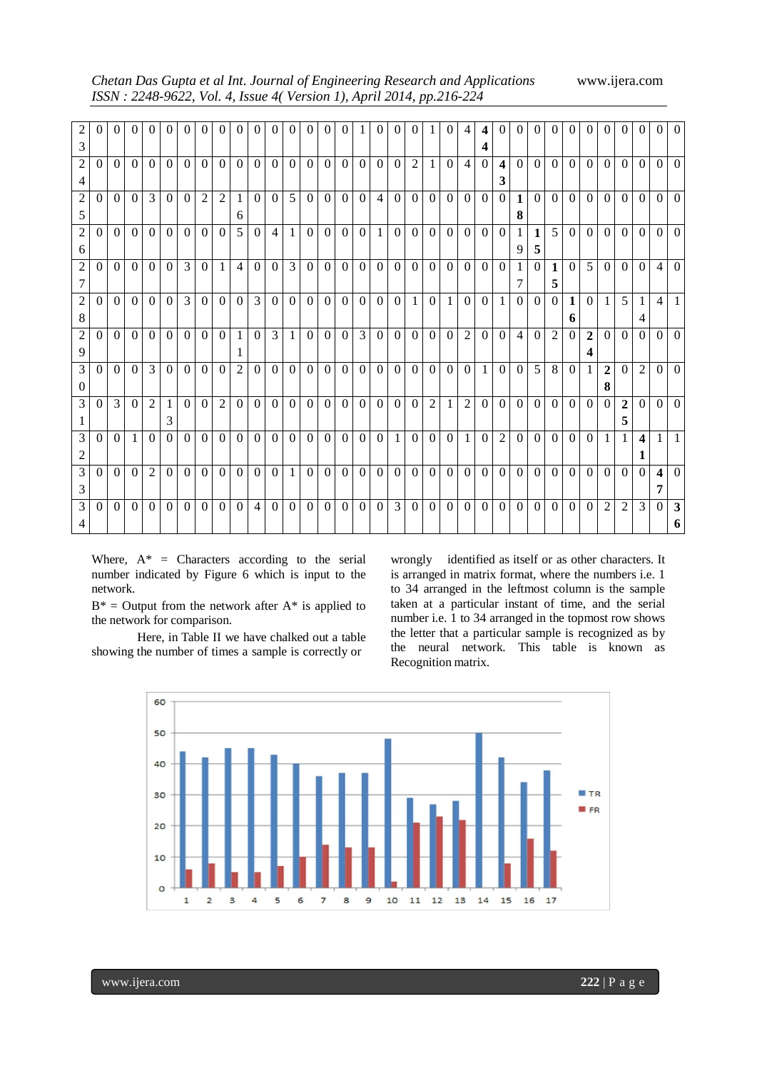| | | | | | | | | | | | | | | | | | | | | | | | | | | | | | | | | | |
|---|---|---|---|---|---|---|---|---|---|---|---|---|---|---|---|---|---|---|---|---|---|---|---|---|---|---|---|---|---|---|---|---|---|
| 23 | 0 | 0 | 0 | 0 | 0 | 0 | 0 | 0 | 0 | 0 | 0 | 0 | 0 | 0 | 1 | 0 | 0 | 0 | 1 | 0 | 4 | **44** | 0 | 0 | 0 | 0 | 0 | 0 | 0 | 0 | 0 | 0 | 0 |
| 24 | 0 | 0 | 0 | 0 | 0 | 0 | 0 | 0 | 0 | 0 | 0 | 0 | 0 | 0 | 0 | 0 | 0 | 0 | 2 | 1 | 0 | 4 | 0 | **43** | 0 | 0 | 0 | 0 | 0 | 0 | 0 | 0 | 0 | 0 |
| 25 | 0 | 0 | 0 | 3 | 0 | 0 | 2 | 2 | 16 | 0 | 0 | 5 | 0 | 0 | 0 | 0 | 4 | 0 | 0 | 0 | 0 | 0 | 0 | 0 | **18** | 0 | 0 | 0 | 0 | 0 | 0 | 0 | 0 | 0 |
| 26 | 0 | 0 | 0 | 0 | 0 | 0 | 0 | 0 | 5 | 0 | 4 | 1 | 0 | 0 | 0 | 0 | 1 | 0 | 0 | 0 | 0 | 0 | 0 | 0 | 19 | **15** | 5 | 0 | 0 | 0 | 0 | 0 | 0 | 0 |
| 27 | 0 | 0 | 0 | 0 | 0 | 3 | 0 | 1 | 4 | 0 | 0 | 3 | 0 | 0 | 0 | 0 | 0 | 0 | 0 | 0 | 0 | 0 | 0 | 0 | 17 | 0 | **15** | 0 | 5 | 0 | 0 | 0 | 4 | 0 |
| 28 | 0 | 0 | 0 | 0 | 0 | 3 | 0 | 0 | 0 | 3 | 0 | 0 | 0 | 0 | 0 | 0 | 0 | 0 | 1 | 0 | 1 | 0 | 0 | 1 | 0 | 0 | 0 | **16** | 0 | 1 | 5 | 14 | 4 | 1 |
| 29 | 0 | 0 | 0 | 0 | 0 | 0 | 0 | 0 | 11 | 0 | 3 | 1 | 0 | 0 | 0 | 3 | 0 | 0 | 0 | 0 | 0 | 2 | 0 | 0 | 4 | 0 | 2 | 0 | **24** | 0 | 0 | 0 | 0 | 0 |
| 30 | 0 | 0 | 0 | 3 | 0 | 0 | 0 | 0 | 2 | 0 | 0 | 0 | 0 | 0 | 0 | 0 | 0 | 0 | 0 | 0 | 0 | 0 | 1 | 0 | 0 | 5 | 8 | 0 | 1 | **28** | 0 | 2 | 0 | 0 |
| 31 | 0 | 3 | 0 | 2 | 13 | 0 | 0 | 2 | 0 | 0 | 0 | 0 | 0 | 0 | 0 | 0 | 0 | 0 | 0 | 2 | 1 | 2 | 0 | 0 | 0 | 0 | 0 | 0 | 0 | 0 | **25** | 0 | 0 | 0 |
| 32 | 0 | 0 | 1 | 0 | 0 | 0 | 0 | 0 | 0 | 0 | 0 | 0 | 0 | 0 | 0 | 0 | 0 | 1 | 0 | 0 | 0 | 1 | 0 | 2 | 0 | 0 | 0 | 0 | 0 | 1 | 1 | **41** | 1 | 1 |
| 33 | 0 | 0 | 0 | 2 | 0 | 0 | 0 | 0 | 0 | 0 | 0 | 1 | 0 | 0 | 0 | 0 | 0 | 0 | 0 | 0 | 0 | 0 | 0 | 0 | 0 | 0 | 0 | 0 | 0 | 0 | 0 | 0 | **47** | 0 |
| 34 | 0 | 0 | 0 | 0 | 0 | 0 | 0 | 0 | 0 | 4 | 0 | 0 | 0 | 0 | 0 | 0 | 0 | 3 | 0 | 0 | 0 | 0 | 0 | 0 | 0 | 0 | 0 | 0 | 0 | 2 | 2 | 3 | 0 | **36** |

Where, A* = Characters according to the serial number indicated by Figure 6 which is input to the network.

B* = Output from the network after A* is applied to the network for comparison.

Here, in Table II we have chalked out a table showing the number of times a sample is correctly or wrongly identified as itself or as other characters. It is arranged in matrix format, where the numbers i.e. 1 to 34 arranged in the leftmost column is the sample taken at a particular instant of time, and the serial number i.e. 1 to 34 arranged in the topmost row shows the letter that a particular sample is recognized as by the neural network. This table is known as Recognition matrix.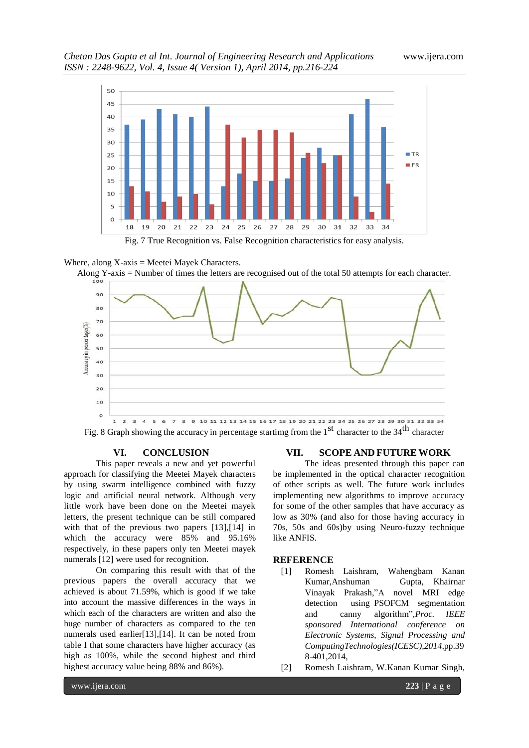Fig. 7 True Recognition vs. False Recognition characteristics for easy analysis.

Where, along X-axis = Meetei Mayek Characters.

Along Y-axis = Number of times the letters are recognised out of the total 50 attempts for each character.

Fig. 8 Graph showing the accuracy in percentage startimg from the 1st character to the 34th character

## VI. CONCLUSION

This paper reveals a new and yet powerful approach for classifying the Meetei Mayek characters by using swarm intelligence combined with fuzzy logic and artificial neural network. Although very little work have been done on the Meetei mayek letters, the present technique can be still compared with that of the previous two papers [13],[14] in which the accuracy were 85% and 95.16% respectively, in these papers only ten Meetei mayek numerals [12] were used for recognition.

On comparing this result with that of the previous papers the overall accuracy that we achieved is about 71.59%, which is good if we take into account the massive differences in the ways in which each of the characters are written and also the huge number of characters as compared to the ten numerals used earlier[13],[14]. It can be noted from table I that some characters have higher accuracy (as high as 100%, while the second highest and third highest accuracy value being 88% and 86%).

## VII. SCOPE AND FUTURE WORK

The ideas presented through this paper can be implemented in the optical character recognition of other scripts as well. The future work includes implementing new algorithms to improve accuracy for some of the other samples that have accuracy as low as 30% (and also for those having accuracy in 70s, 50s and 60s)by using Neuro-fuzzy technique like ANFIS.

## REFERENCE

[1] Romesh Laishram, Wahengbam Kanan Kumar,Anshuman Gupta, Khairnar Vinayak Prakash,"A novel MRI edge detection using PSOFCM segmentation and canny algorithm",*Proc. IEEE sponsored International conference on Electronic Systems, Signal Processing and ComputingTechnologies(ICESC),2014*,pp.398-401,2014,

[2] Romesh Laishram, W.Kanan Kumar Singh,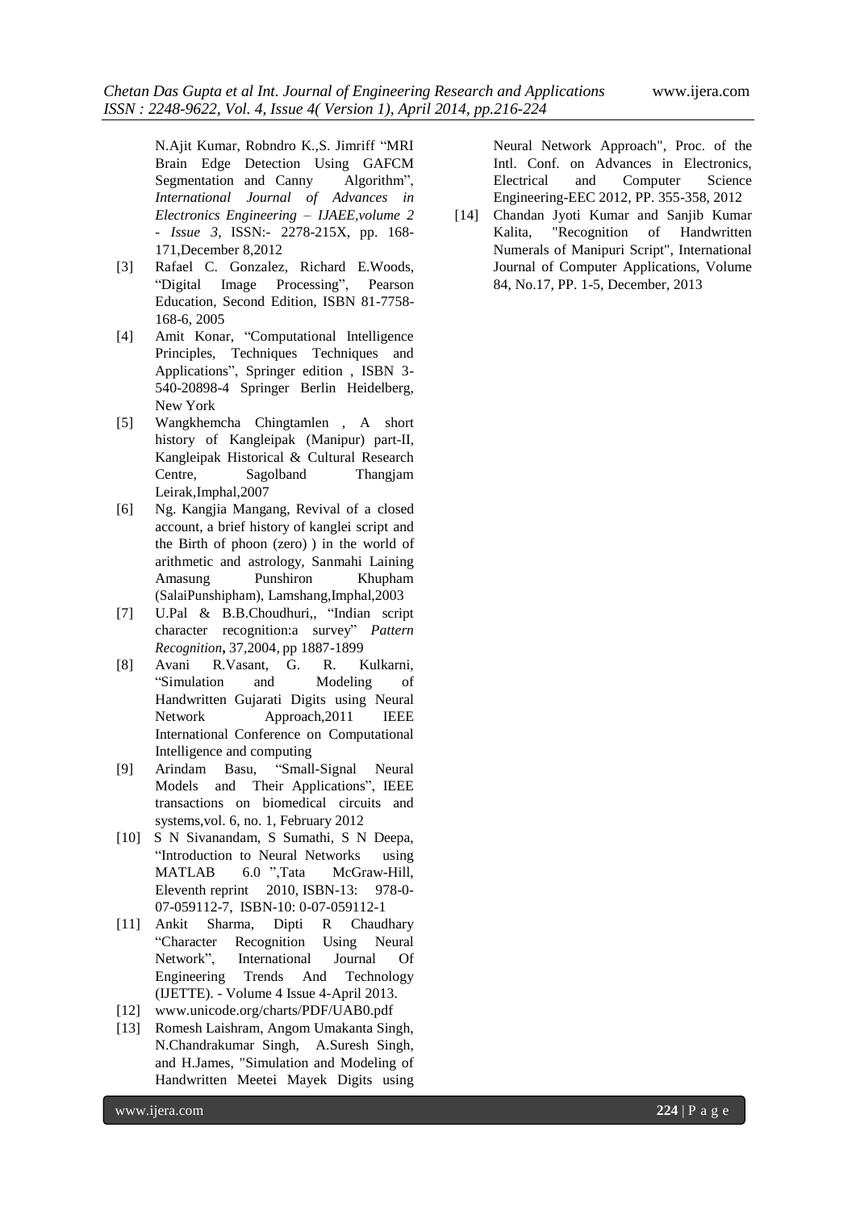N.Ajit Kumar, Robndro K.,S. Jimriff "MRI Brain Edge Detection Using GAFCM Segmentation and Canny Algorithm", *International Journal of Advances in Electronics Engineering – IJAEE,volume 2 - Issue 3*, ISSN:- 2278-215X, pp. 168-171,December 8,2012

[3] Rafael C. Gonzalez, Richard E.Woods, "Digital Image Processing", Pearson Education, Second Edition, ISBN 81-7758-168-6, 2005

[4] Amit Konar, "Computational Intelligence Principles, Techniques Techniques and Applications", Springer edition , ISBN 3-540-20898-4 Springer Berlin Heidelberg, New York

[5] Wangkhemcha Chingtamlen , A short history of Kangleipak (Manipur) part-II, Kangleipak Historical & Cultural Research Centre, Sagolband Thangjam Leirak,Imphal,2007

[6] Ng. Kangjia Mangang, Revival of a closed account, a brief history of kanglei script and the Birth of phoon (zero) ) in the world of arithmetic and astrology, Sanmahi Laining Amasung Punshiron Khupham (SalaiPunshipham), Lamshang,Imphal,2003

[7] U.Pal & B.B.Choudhuri,, "Indian script character recognition:a survey" *Pattern Recognition*, 37,2004, pp 1887-1899

[8] Avani R.Vasant, G. R. Kulkarni, "Simulation and Modeling of Handwritten Gujarati Digits using Neural Network Approach,2011 IEEE International Conference on Computational Intelligence and computing

[9] Arindam Basu, "Small-Signal Neural Models and Their Applications", IEEE transactions on biomedical circuits and systems,vol. 6, no. 1, February 2012

[10] S N Sivanandam, S Sumathi, S N Deepa, "Introduction to Neural Networks using MATLAB 6.0 ",Tata McGraw-Hill, Eleventh reprint 2010, ISBN-13: 978-0-07-059112-7, ISBN-10: 0-07-059112-1

[11] Ankit Sharma, Dipti R Chaudhary "Character Recognition Using Neural Network", International Journal Of Engineering Trends And Technology (IJETTE). - Volume 4 Issue 4-April 2013.

[12] www.unicode.org/charts/PDF/UAB0.pdf

[13] Romesh Laishram, Angom Umakanta Singh, N.Chandrakumar Singh, A.Suresh Singh, and H.James, "Simulation and Modeling of Handwritten Meetei Mayek Digits using Neural Network Approach", Proc. of the Intl. Conf. on Advances in Electronics, Electrical and Computer Science Engineering-EEC 2012, PP. 355-358, 2012

[14] Chandan Jyoti Kumar and Sanjib Kumar Kalita, "Recognition of Handwritten Numerals of Manipuri Script", International Journal of Computer Applications, Volume 84, No.17, PP. 1-5, December, 2013